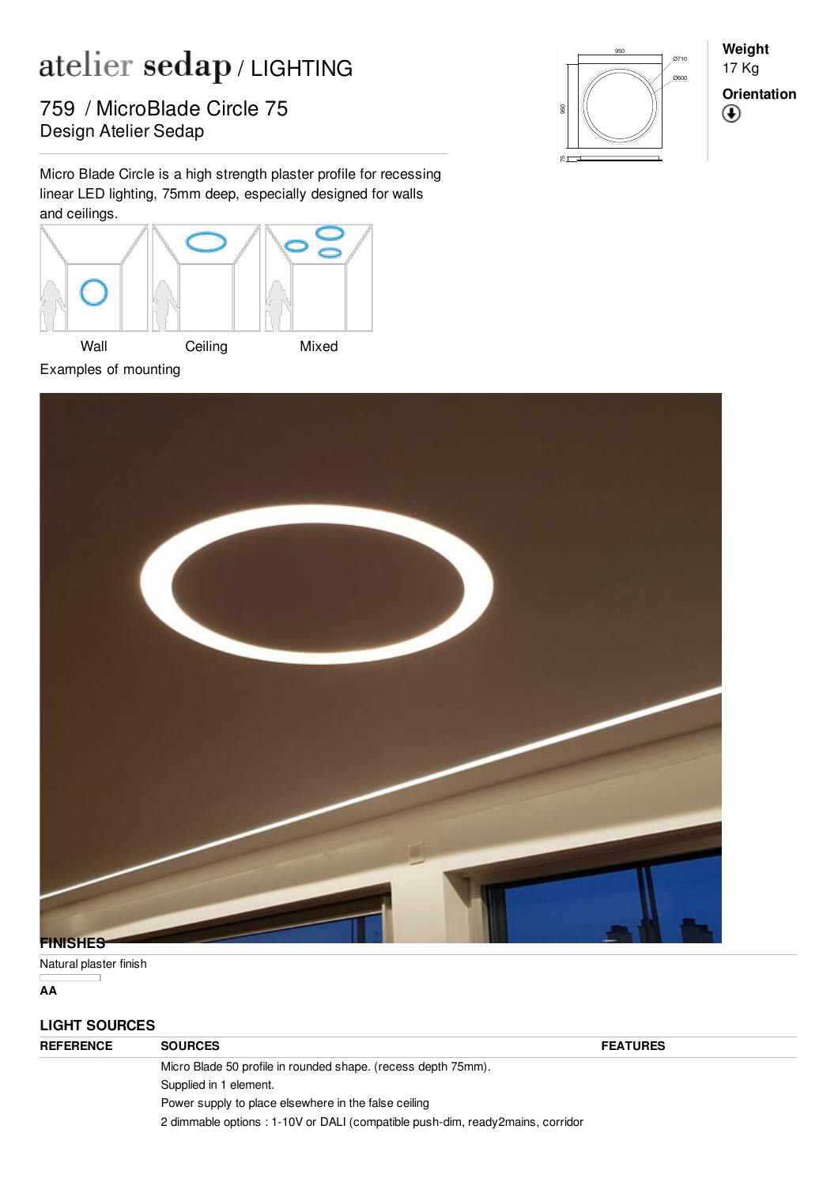# atelier sedap / LIGHTING

## 759 / MicroBlade Circle 75

Design Atelier Sedap

**Weight**
17 Kg

**Orientation**

Micro Blade Circle is a high strength plaster profile for recessing linear LED lighting, 75mm deep, especially designed for walls and ceilings.

Wall | Ceiling | Mixed

Examples of mounting

## FINISHES

Natural plaster finish

**AA**

## LIGHT SOURCES

| REFERENCE | SOURCES | FEATURES |
|---|---|---|
| | Micro Blade 50 profile in rounded shape. (recess depth 75mm).<br>Supplied in 1 element.<br>Power supply to place elsewhere in the false ceiling<br>2 dimmable options : 1-10V or DALI (compatible push-dim, ready2mains, corridor | |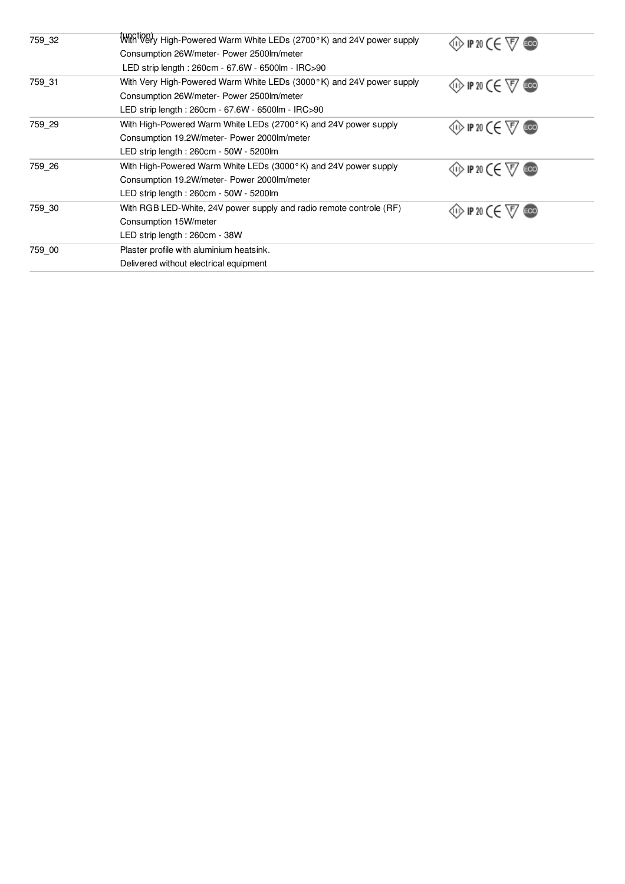function)

| | | |
|---|---|---|
| 759_32 | With Very High-Powered Warm White LEDs (2700°K) and 24V power supply<br>Consumption 26W/meter- Power 2500lm/meter<br>LED strip length : 260cm - 67.6W - 6500lm - IRC>90 | IP 20 CE ECO |
| 759_31 | With Very High-Powered Warm White LEDs (3000°K) and 24V power supply<br>Consumption 26W/meter- Power 2500lm/meter<br>LED strip length : 260cm - 67.6W - 6500lm - IRC>90 | IP 20 CE ECO |
| 759_29 | With High-Powered Warm White LEDs (2700°K) and 24V power supply<br>Consumption 19.2W/meter- Power 2000lm/meter<br>LED strip length : 260cm - 50W - 5200lm | IP 20 CE ECO |
| 759_26 | With High-Powered Warm White LEDs (3000°K) and 24V power supply<br>Consumption 19.2W/meter- Power 2000lm/meter<br>LED strip length : 260cm - 50W - 5200lm | IP 20 CE ECO |
| 759_30 | With RGB LED-White, 24V power supply and radio remote controle (RF)<br>Consumption 15W/meter<br>LED strip length : 260cm - 38W | IP 20 CE ECO |
| 759_00 | Plaster profile with aluminium heatsink.<br>Delivered without electrical equipment | |